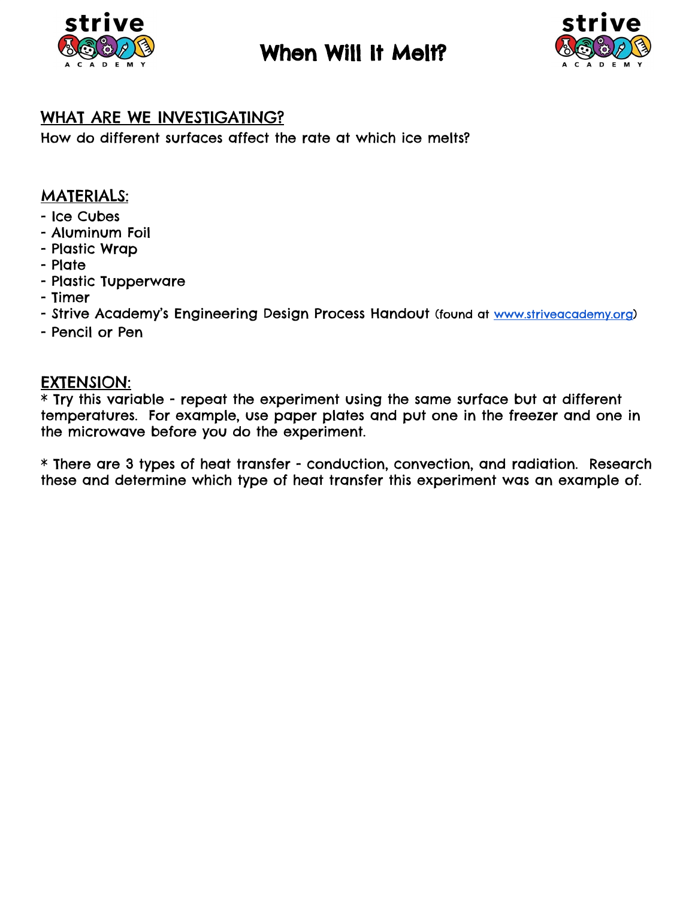# When Will It Melt?

## WHAT ARE WE INVESTIGATING?

How do different surfaces affect the rate at which ice melts?

## MATERIALS:

- Ice Cubes
- Aluminum Foil
- Plastic Wrap
- Plate
- Plastic Tupperware
- Timer
- Strive Academy's Engineering Design Process Handout (found at www.striveacademy.org)
- Pencil or Pen

## EXTENSION:

* Try this variable - repeat the experiment using the same surface but at different temperatures. For example, use paper plates and put one in the freezer and one in the microwave before you do the experiment.

* There are 3 types of heat transfer - conduction, convection, and radiation. Research these and determine which type of heat transfer this experiment was an example of.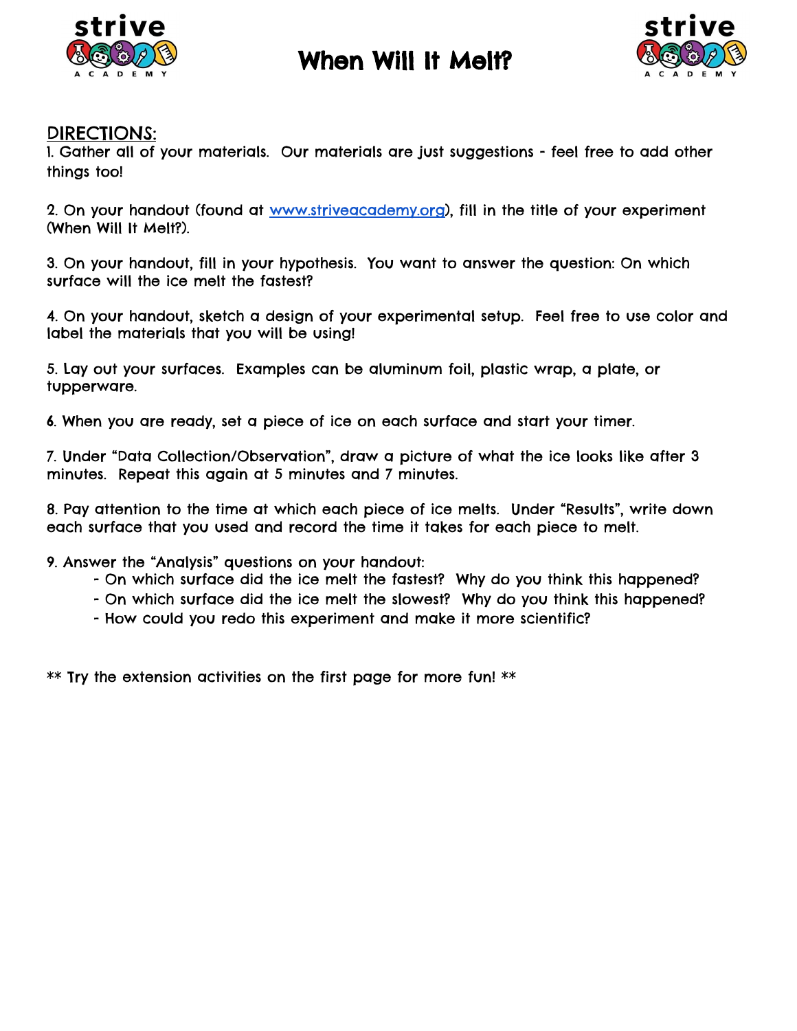# When Will It Melt?

## DIRECTIONS:

1. Gather all of your materials. Our materials are just suggestions - feel free to add other things too!

2. On your handout (found at [www.striveacademy.org](http://www.striveacademy.org)), fill in the title of your experiment (When Will It Melt?).

3. On your handout, fill in your hypothesis. You want to answer the question: On which surface will the ice melt the fastest?

4. On your handout, sketch a design of your experimental setup. Feel free to use color and label the materials that you will be using!

5. Lay out your surfaces. Examples can be aluminum foil, plastic wrap, a plate, or tupperware.

6. When you are ready, set a piece of ice on each surface and start your timer.

7. Under "Data Collection/Observation", draw a picture of what the ice looks like after 3 minutes. Repeat this again at 5 minutes and 7 minutes.

8. Pay attention to the time at which each piece of ice melts. Under "Results", write down each surface that you used and record the time it takes for each piece to melt.

9. Answer the "Analysis" questions on your handout:
   - On which surface did the ice melt the fastest? Why do you think this happened?
   - On which surface did the ice melt the slowest? Why do you think this happened?
   - How could you redo this experiment and make it more scientific?

** Try the extension activities on the first page for more fun! **